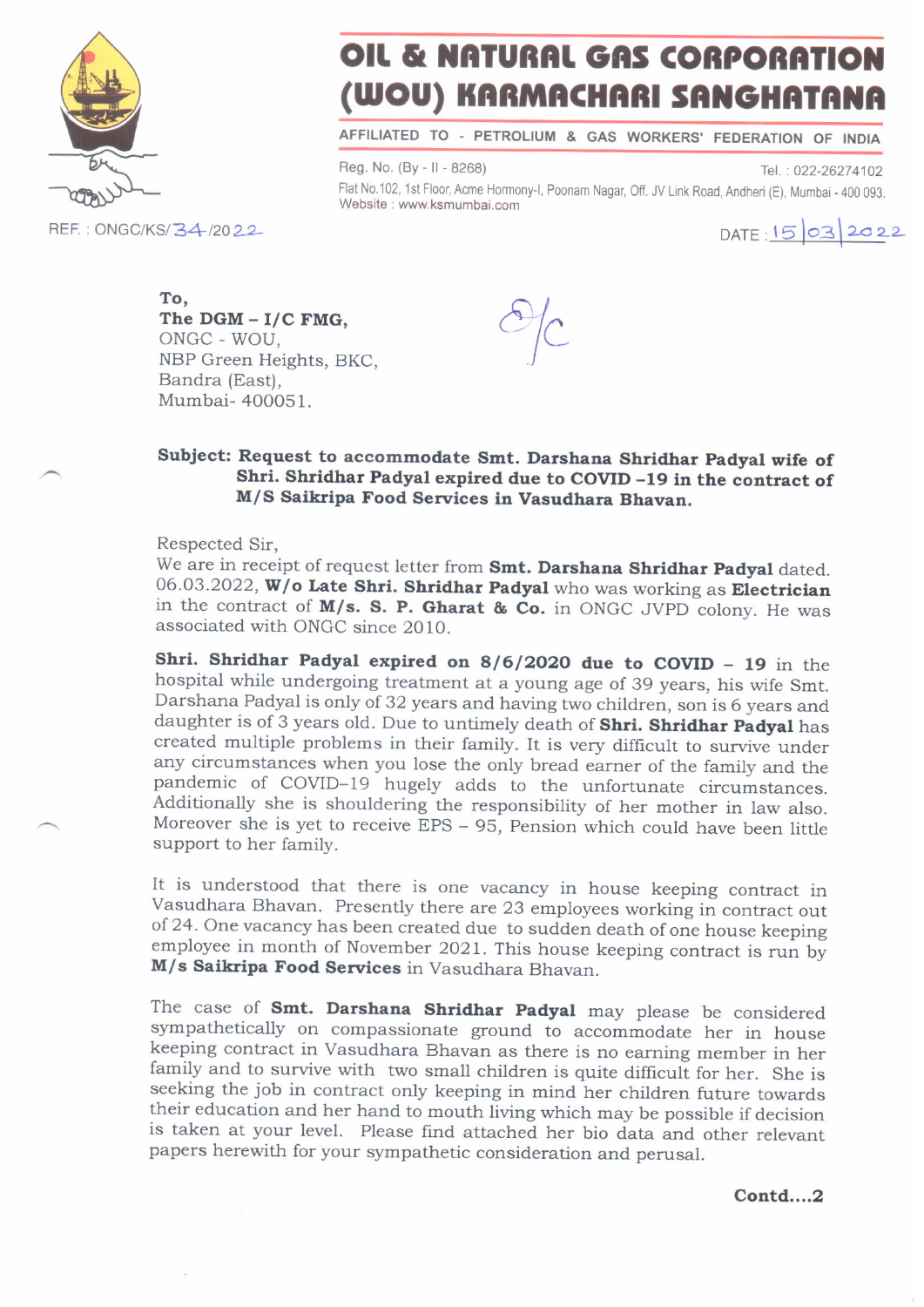# OIL & NATURAL GAS CORPORATION (WOU) KARMACHARI SANGHATANA

AFFILIATED TO - PETROLIUM & GAS WORKERS' FEDERATION OF INDIA

Reg. No. (By - II - 8268)

Tel. : 022-26274102

Flat No.102, 1st Floor, Acme Hormony-I, Poonam Nagar, Off. JV Link Road, Andheri (E), Mumbai - 400 093.
Website : www.ksmumbai.com

REF. : ONGC/KS/34/2022

DATE : 15/03/2022

**To,**
**The DGM – I/C FMG,**
ONGC - WOU,
NBP Green Heights, BKC,
Bandra (East),
Mumbai- 400051.

**Subject: Request to accommodate Smt. Darshana Shridhar Padyal wife of Shri. Shridhar Padyal expired due to COVID –19 in the contract of M/S Saikripa Food Services in Vasudhara Bhavan.**

Respected Sir,
We are in receipt of request letter from **Smt. Darshana Shridhar Padyal** dated. 06.03.2022, **W/o Late Shri. Shridhar Padyal** who was working as **Electrician** in the contract of **M/s. S. P. Gharat & Co.** in ONGC JVPD colony. He was associated with ONGC since 2010.

**Shri. Shridhar Padyal expired on 8/6/2020 due to COVID – 19** in the hospital while undergoing treatment at a young age of 39 years, his wife Smt. Darshana Padyal is only of 32 years and having two children, son is 6 years and daughter is of 3 years old. Due to untimely death of **Shri. Shridhar Padyal** has created multiple problems in their family. It is very difficult to survive under any circumstances when you lose the only bread earner of the family and the pandemic of COVID–19 hugely adds to the unfortunate circumstances. Additionally she is shouldering the responsibility of her mother in law also. Moreover she is yet to receive EPS – 95, Pension which could have been little support to her family.

It is understood that there is one vacancy in house keeping contract in Vasudhara Bhavan. Presently there are 23 employees working in contract out of 24. One vacancy has been created due to sudden death of one house keeping employee in month of November 2021. This house keeping contract is run by **M/s Saikripa Food Services** in Vasudhara Bhavan.

The case of **Smt. Darshana Shridhar Padyal** may please be considered sympathetically on compassionate ground to accommodate her in house keeping contract in Vasudhara Bhavan as there is no earning member in her family and to survive with two small children is quite difficult for her. She is seeking the job in contract only keeping in mind her children future towards their education and her hand to mouth living which may be possible if decision is taken at your level. Please find attached her bio data and other relevant papers herewith for your sympathetic consideration and perusal.

**Contd....2**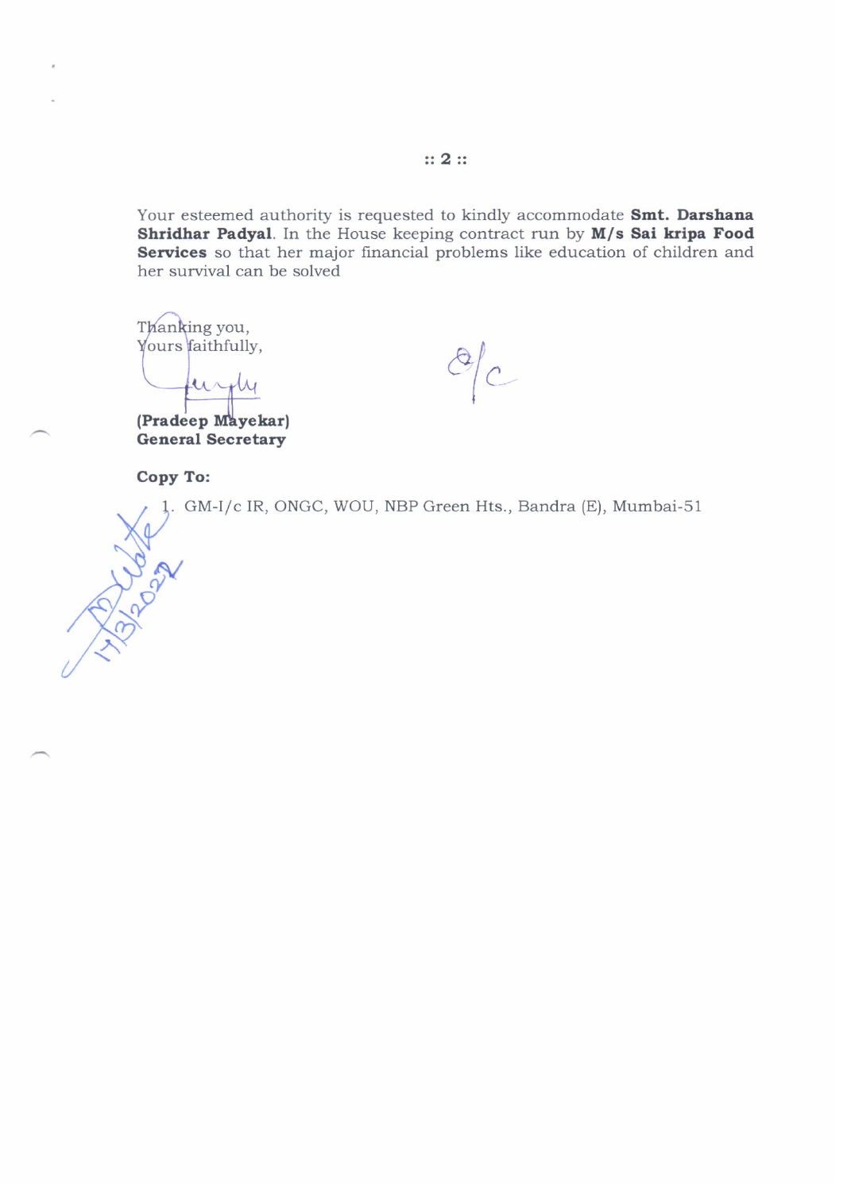Your esteemed authority is requested to kindly accommodate **Smt. Darshana Shridhar Padyal**. In the House keeping contract run by **M/s Sai kripa Food Services** so that her major financial problems like education of children and her survival can be solved

Thanking you,
Yours faithfully,

**(Pradeep Mayekar)**
**General Secretary**

**Copy To:**

1. GM-I/c IR, ONGC, WOU, NBP Green Hts., Bandra (E), Mumbai-51